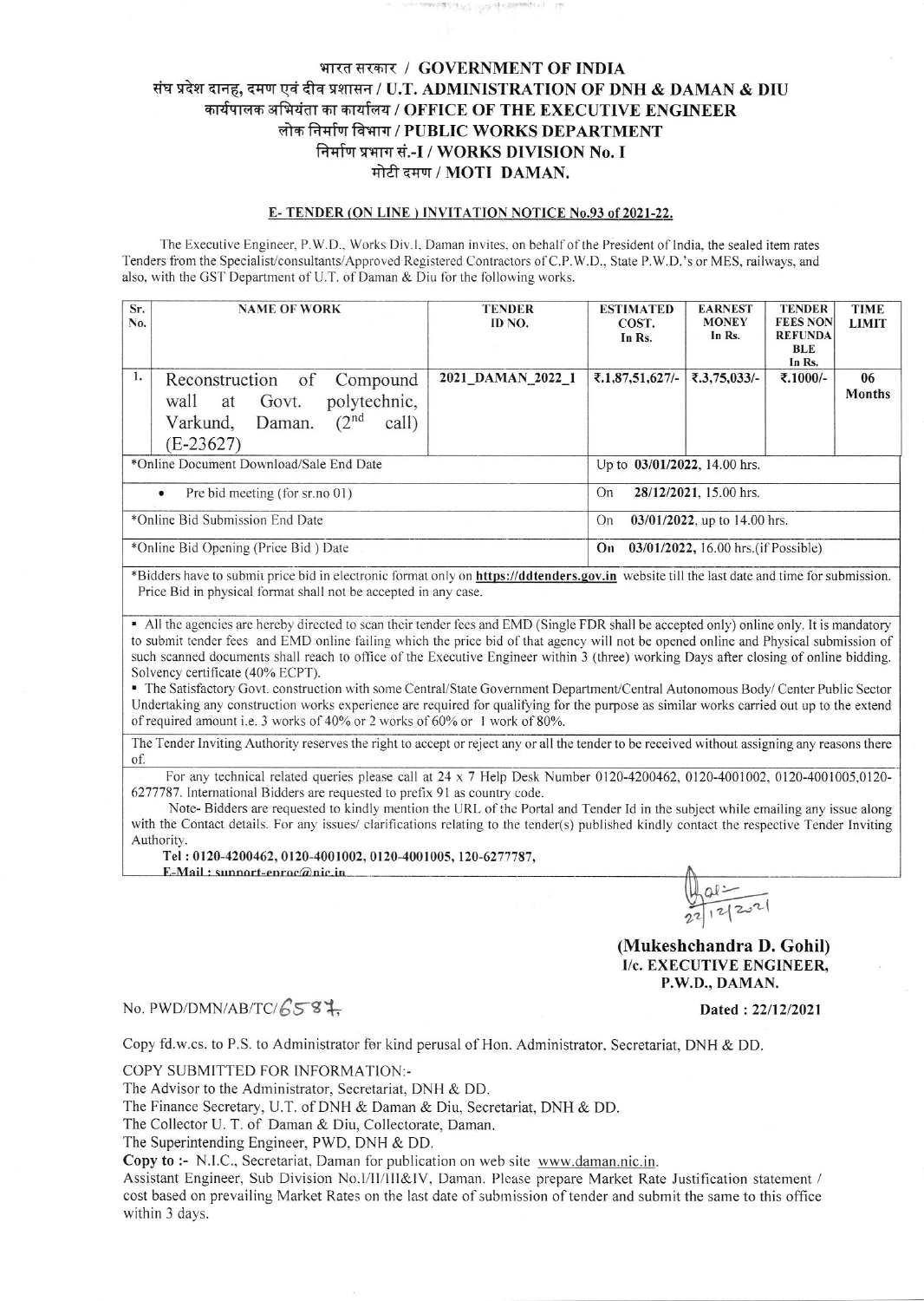# भारत सरकार / GOVERNMENT OF INDIA
## संघ प्रदेश दानह, दमण एवं दीव प्रशासन / U.T. ADMINISTRATION OF DNH & DAMAN & DIU
## कार्यपालक अभियंता का कार्यालय / OFFICE OF THE EXECUTIVE ENGINEER
## लोक निर्माण विभाग / PUBLIC WORKS DEPARTMENT
## निर्माण प्रभाग सं.-I / WORKS DIVISION No. I
## मोटी दमण / MOTI DAMAN.

**E- TENDER (ON LINE ) INVITATION NOTICE No.93 of 2021-22.**

The Executive Engineer, P.W.D., Works Div.I, Daman invites, on behalf of the President of India, the sealed item rates Tenders from the Specialist/consultants/Approved Registered Contractors of C.P.W.D., State P.W.D.'s or MES, railways, and also, with the GST Department of U.T. of Daman & Diu for the following works.

| Sr. No. | NAME OF WORK | TENDER ID NO. | ESTIMATED COST. In Rs. | EARNEST MONEY In Rs. | TENDER FEES NON REFUNDABLE In Rs. | TIME LIMIT |
|---|---|---|---|---|---|---|
| 1. | Reconstruction of Compound wall at Govt. polytechnic, Varkund, Daman. (2nd call) (E-23627) | 2021_DAMAN_2022_1 | ₹.1,87,51,627/- | ₹.3,75,033/- | ₹.1000/- | 06 Months |
| *Online Document Download/Sale End Date | | | Up to **03/01/2022**, 14.00 hrs. | | | |
| • Pre bid meeting (for sr.no 01) | | | On **28/12/2021**, 15.00 hrs. | | | |
| *Online Bid Submission End Date | | | On **03/01/2022**, up to 14.00 hrs. | | | |
| *Online Bid Opening (Price Bid ) Date | | | **On 03/01/2022**, 16.00 hrs.(if Possible) | | | |

*Bidders have to submit price bid in electronic format only on **https://ddtenders.gov.in** website till the last date and time for submission. Price Bid in physical format shall not be accepted in any case.

- All the agencies are hereby directed to scan their tender fees and EMD (Single FDR shall be accepted only) online only. It is mandatory to submit tender fees and EMD online failing which the price bid of that agency will not be opened online and Physical submission of such scanned documents shall reach to office of the Executive Engineer within 3 (three) working Days after closing of online bidding. Solvency certificate (40% ECPT).
- The Satisfactory Govt. construction with some Central/State Government Department/Central Autonomous Body/ Center Public Sector Undertaking any construction works experience are required for qualifying for the purpose as similar works carried out up to the extend of required amount i.e. 3 works of 40% or 2 works of 60% or 1 work of 80%.

The Tender Inviting Authority reserves the right to accept or reject any or all the tender to be received without assigning any reasons there of.

For any technical related queries please call at 24 x 7 Help Desk Number 0120-4200462, 0120-4001002, 0120-4001005,0120-6277787. International Bidders are requested to prefix 91 as country code.

Note- Bidders are requested to kindly mention the URL of the Portal and Tender Id in the subject while emailing any issue along with the Contact details. For any issues/ clarifications relating to the tender(s) published kindly contact the respective Tender Inviting Authority.

**Tel : 0120-4200462, 0120-4001002, 0120-4001005, 120-6277787,**
**E-Mail : support-eproc@nic.in**

22/12/2021

**(Mukeshchandra D. Gohil)**
**I/c. EXECUTIVE ENGINEER,**
**P.W.D., DAMAN.**

No. PWD/DMN/AB/TC/6587

**Dated : 22/12/2021**

Copy fd.w.cs. to P.S. to Administrator for kind perusal of Hon. Administrator, Secretariat, DNH & DD.

COPY SUBMITTED FOR INFORMATION:-

The Advisor to the Administrator, Secretariat, DNH & DD.
The Finance Secretary, U.T. of DNH & Daman & Diu, Secretariat, DNH & DD.
The Collector U. T. of Daman & Diu, Collectorate, Daman.
The Superintending Engineer, PWD, DNH & DD.

**Copy to :-** N.I.C., Secretariat, Daman for publication on web site www.daman.nic.in.

Assistant Engineer, Sub Division No.I/II/III&IV, Daman. Please prepare Market Rate Justification statement / cost based on prevailing Market Rates on the last date of submission of tender and submit the same to this office within 3 days.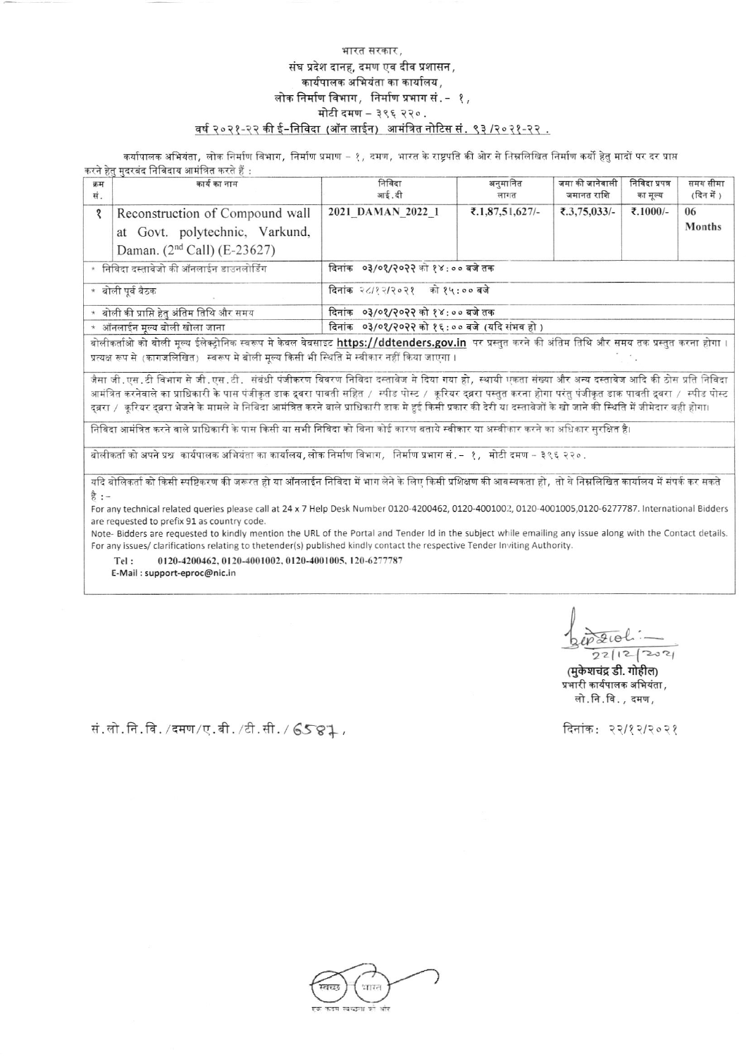भारत सरकार,
संघ प्रदेश दानह, दमण एव दीव प्रशासन,
कार्यपालक अभियंता का कार्यालय,
लोक निर्माण विभाग, निर्माण प्रभाग सं. - १,
मोटी दमण – ३९६ २२०.

**वर्ष २०२१-२२ की ई-निविदा (ऑन लाईन) आमंत्रित नोटिस सं. ९३ /२०२१-२२ .**

कार्यपालक अभियंता, लोक निर्माण विभाग, निर्माण प्रभाग – १, दमण, भारत के राष्ट्रपति की ओर से निम्नलिखित निर्माण कार्यों हेतु मादों पर दर प्राप्त करने हेतु मुदरबंद निविदाय आमंत्रित करते हैं :

| क्रम सं. | कार्य का नाम | निविदा आई.डी | अनुमानित लागत | जमा की जानेवाली जमानत राशि | निविदा प्रपत्र का मूल्य | समय सीमा (दिन में) |
|---|---|---|---|---|---|---|
| १ | Reconstruction of Compound wall at Govt. polytechnic, Varkund, Daman. (2nd Call) (E-23627) | 2021_DAMAN_2022_1 | ₹.1,87,51,627/- | ₹.3,75,033/- | ₹.1000/- | 06 Months |
| * निविदा दस्तावेजो की ऑनलाईन डाउनलोडिंग | | दिनांक ०३/०१/२०२२ को १४:०० बजे तक | | | | |
| * बोली पूर्व बैठक | | दिनांक २८/१२/२०२१ को १५:०० बजे | | | | |
| * बोली की प्राप्ति हेतु अंतिम तिथि और समय | | दिनांक ०३/०१/२०२२ को १४:०० बजे तक | | | | |
| * ऑनलाईन मूल्य बोली खोला जाना | | दिनांक ०३/०१/२०२२ को १६:०० बजे (यदि संभव हो) | | | | |

बोलीकर्ताओं को बोली मूल्य ईलेक्ट्रोनिक स्वरूप मे केवल वेबसाइट **https://ddtenders.gov.in** पर प्रस्तुत करने की अंतिम तिथि और समय तक प्रस्तुत करना होगा। प्रत्यक्ष रूप से (कागजलिखित) स्वरूप मे बोली मूल्य किसी भी स्थिति मे स्वीकार नहीं किया जाएगा।

जैसा जी.एस.टी विभाग से जी.एस.टी. संबंधी पंजीकरण विवरण निविदा दस्तावेज मे दिया गया हो, स्थायी एकता संख्या और अन्य दस्तावेज आदि की ठोस प्रति निविदा आमंत्रित करनेवाले का प्राधिकारी के पास पंजीकृत डाक दवारा पावती सहित / स्पीड पोस्ट / कूरियर दवारा पस्तुत करना होगा परंतु पंजीकृत डाक पावती दवारा / स्पीड पोस्ट दवारा / कूरियर दवारा भेजने के मामले मे निविदा आमंत्रित करने वाले प्राधिकारी डाक मे हुई किसी प्रकार की देरी या दस्तावेजों के खो जाने की स्थिति में जीमेदार नही होगा।

निविदा आमंत्रित करने वाले प्राधिकारी के पास किसी या सभी निविदा को बिना कोई कारण बताये स्वीकार या अस्वीकार करने का अधिकार सुरक्षित है।

बोलीकर्ता को अपने प्रश्न कार्यपालक अभियंता का कार्यालय, लोक निर्माण विभाग, निर्माण प्रभाग सं. – १, मोटी दमण – ३९६ २२०.

यदि बोलिकर्ता को किसी स्पष्टिकरण की जरूरत हो या ऑनलाईन निविदा में भाग लेने के लिए किसी प्रशिक्षण की आवस्यकता हो, तो वे निम्नलिखित कार्यालय में संपर्क कर सकते है :-

For any technical related queries please call at 24 x 7 Help Desk Number 0120-4200462, 0120-4001002, 0120-4001005, 0120-6277787. International Bidders are requested to prefix 91 as country code.

Note- Bidders are requested to kindly mention the URL of the Portal and Tender Id in the subject while emailing any issue along with the Contact details. For any issues/ clarifications relating to thetender(s) published kindly contact the respective Tender Inviting Authority.

Tel : 0120-4200462, 0120-4001002, 0120-4001005, 120-6277787
E-Mail : support-eproc@nic.in

22/12/2021

(मुकेशचंद्र डी. गोहील)
प्रभारी कार्यपालक अभियंता,
लो.नि.वि., दमण,

सं.लो.नि.वि./दमण/ए.बी./टी.सी./6587,

दिनांक: २२/१२/२०२१

स्वच्छ भारत
एक कदम स्वच्छता की ओर